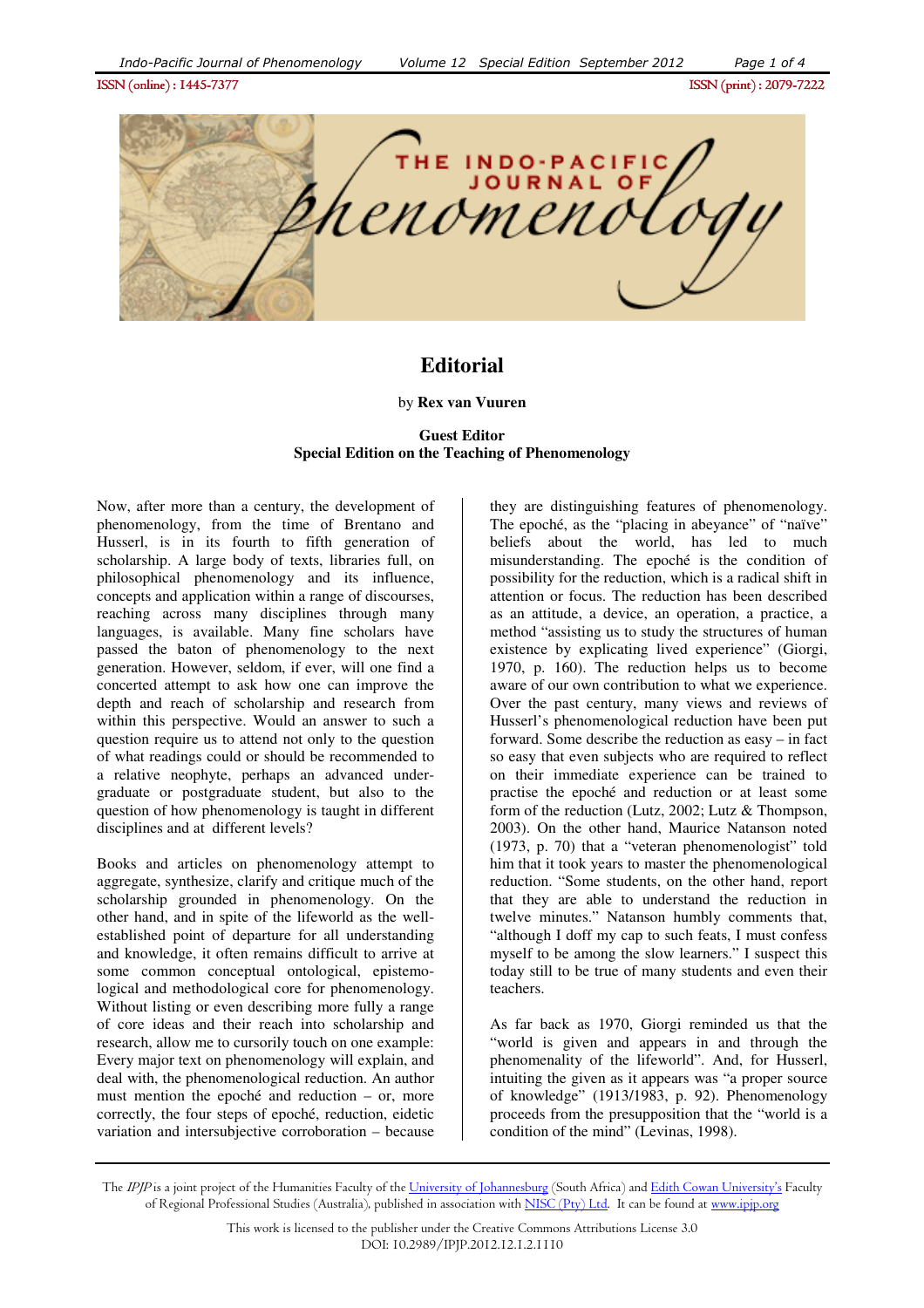# Editorial

by **Rex van Vuuren**

**Guest Editor**
**Special Edition on the Teaching of Phenomenology**

Now, after more than a century, the development of phenomenology, from the time of Brentano and Husserl, is in its fourth to fifth generation of scholarship. A large body of texts, libraries full, on philosophical phenomenology and its influence, concepts and application within a range of discourses, reaching across many disciplines through many languages, is available. Many fine scholars have passed the baton of phenomenology to the next generation. However, seldom, if ever, will one find a concerted attempt to ask how one can improve the depth and reach of scholarship and research from within this perspective. Would an answer to such a question require us to attend not only to the question of what readings could or should be recommended to a relative neophyte, perhaps an advanced undergraduate or postgraduate student, but also to the question of how phenomenology is taught in different disciplines and at different levels?

Books and articles on phenomenology attempt to aggregate, synthesize, clarify and critique much of the scholarship grounded in phenomenology. On the other hand, and in spite of the lifeworld as the well-established point of departure for all understanding and knowledge, it often remains difficult to arrive at some common conceptual ontological, epistemological and methodological core for phenomenology. Without listing or even describing more fully a range of core ideas and their reach into scholarship and research, allow me to cursorily touch on one example: Every major text on phenomenology will explain, and deal with, the phenomenological reduction. An author must mention the epoché and reduction – or, more correctly, the four steps of epoché, reduction, eidetic variation and intersubjective corroboration – because they are distinguishing features of phenomenology. The epoché, as the "placing in abeyance" of "naïve" beliefs about the world, has led to much misunderstanding. The epoché is the condition of possibility for the reduction, which is a radical shift in attention or focus. The reduction has been described as an attitude, a device, an operation, a practice, a method "assisting us to study the structures of human existence by explicating lived experience" (Giorgi, 1970, p. 160). The reduction helps us to become aware of our own contribution to what we experience. Over the past century, many views and reviews of Husserl's phenomenological reduction have been put forward. Some describe the reduction as easy – in fact so easy that even subjects who are required to reflect on their immediate experience can be trained to practise the epoché and reduction or at least some form of the reduction (Lutz, 2002; Lutz & Thompson, 2003). On the other hand, Maurice Natanson noted (1973, p. 70) that a "veteran phenomenologist" told him that it took years to master the phenomenological reduction. "Some students, on the other hand, report that they are able to understand the reduction in twelve minutes." Natanson humbly comments that, "although I doff my cap to such feats, I must confess myself to be among the slow learners." I suspect this today still to be true of many students and even their teachers.

As far back as 1970, Giorgi reminded us that the "world is given and appears in and through the phenomenality of the lifeworld". And, for Husserl, intuiting the given as it appears was "a proper source of knowledge" (1913/1983, p. 92). Phenomenology proceeds from the presupposition that the "world is a condition of the mind" (Levinas, 1998).

The *IPJP* is a joint project of the Humanities Faculty of the University of Johannesburg (South Africa) and Edith Cowan University's Faculty of Regional Professional Studies (Australia), published in association with NISC (Pty) Ltd. It can be found at www.ipjp.org.

This work is licensed to the publisher under the Creative Commons Attributions License 3.0
DOI: 10.2989/IPJP.2012.12.1.2.1110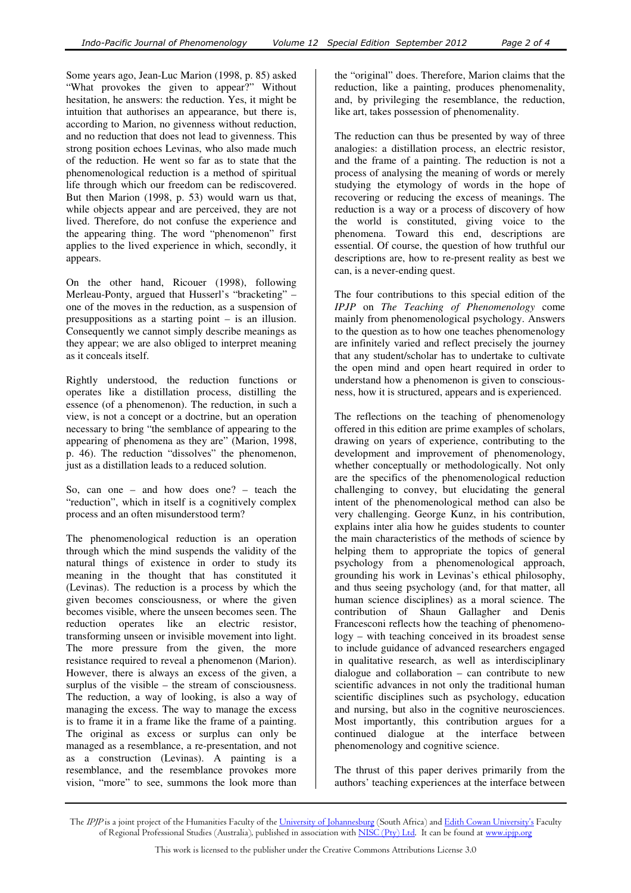Some years ago, Jean-Luc Marion (1998, p. 85) asked "What provokes the given to appear?" Without hesitation, he answers: the reduction. Yes, it might be intuition that authorises an appearance, but there is, according to Marion, no givenness without reduction, and no reduction that does not lead to givenness. This strong position echoes Levinas, who also made much of the reduction. He went so far as to state that the phenomenological reduction is a method of spiritual life through which our freedom can be rediscovered. But then Marion (1998, p. 53) would warn us that, while objects appear and are perceived, they are not lived. Therefore, do not confuse the experience and the appearing thing. The word "phenomenon" first applies to the lived experience in which, secondly, it appears.

On the other hand, Ricouer (1998), following Merleau-Ponty, argued that Husserl's "bracketing" – one of the moves in the reduction, as a suspension of presuppositions as a starting point – is an illusion. Consequently we cannot simply describe meanings as they appear; we are also obliged to interpret meaning as it conceals itself.

Rightly understood, the reduction functions or operates like a distillation process, distilling the essence (of a phenomenon). The reduction, in such a view, is not a concept or a doctrine, but an operation necessary to bring "the semblance of appearing to the appearing of phenomena as they are" (Marion, 1998, p. 46). The reduction "dissolves" the phenomenon, just as a distillation leads to a reduced solution.

So, can one – and how does one? – teach the "reduction", which in itself is a cognitively complex process and an often misunderstood term?

The phenomenological reduction is an operation through which the mind suspends the validity of the natural things of existence in order to study its meaning in the thought that has constituted it (Levinas). The reduction is a process by which the given becomes consciousness, or where the given becomes visible, where the unseen becomes seen. The reduction operates like an electric resistor, transforming unseen or invisible movement into light. The more pressure from the given, the more resistance required to reveal a phenomenon (Marion). However, there is always an excess of the given, a surplus of the visible – the stream of consciousness. The reduction, a way of looking, is also a way of managing the excess. The way to manage the excess is to frame it in a frame like the frame of a painting. The original as excess or surplus can only be managed as a resemblance, a re-presentation, and not as a construction (Levinas). A painting is a resemblance, and the resemblance provokes more vision, "more" to see, summons the look more than the "original" does. Therefore, Marion claims that the reduction, like a painting, produces phenomenality, and, by privileging the resemblance, the reduction, like art, takes possession of phenomenality.

The reduction can thus be presented by way of three analogies: a distillation process, an electric resistor, and the frame of a painting. The reduction is not a process of analysing the meaning of words or merely studying the etymology of words in the hope of recovering or reducing the excess of meanings. The reduction is a way or a process of discovery of how the world is constituted, giving voice to the phenomena. Toward this end, descriptions are essential. Of course, the question of how truthful our descriptions are, how to re-present reality as best we can, is a never-ending quest.

The four contributions to this special edition of the *IPJP* on *The Teaching of Phenomenology* come mainly from phenomenological psychology. Answers to the question as to how one teaches phenomenology are infinitely varied and reflect precisely the journey that any student/scholar has to undertake to cultivate the open mind and open heart required in order to understand how a phenomenon is given to consciousness, how it is structured, appears and is experienced.

The reflections on the teaching of phenomenology offered in this edition are prime examples of scholars, drawing on years of experience, contributing to the development and improvement of phenomenology, whether conceptually or methodologically. Not only are the specifics of the phenomenological reduction challenging to convey, but elucidating the general intent of the phenomenological method can also be very challenging. George Kunz, in his contribution, explains inter alia how he guides students to counter the main characteristics of the methods of science by helping them to appropriate the topics of general psychology from a phenomenological approach, grounding his work in Levinas's ethical philosophy, and thus seeing psychology (and, for that matter, all human science disciplines) as a moral science. The contribution of Shaun Gallagher and Denis Francesconi reflects how the teaching of phenomenology – with teaching conceived in its broadest sense to include guidance of advanced researchers engaged in qualitative research, as well as interdisciplinary dialogue and collaboration – can contribute to new scientific advances in not only the traditional human scientific disciplines such as psychology, education and nursing, but also in the cognitive neurosciences. Most importantly, this contribution argues for a continued dialogue at the interface between phenomenology and cognitive science.

The thrust of this paper derives primarily from the authors' teaching experiences at the interface between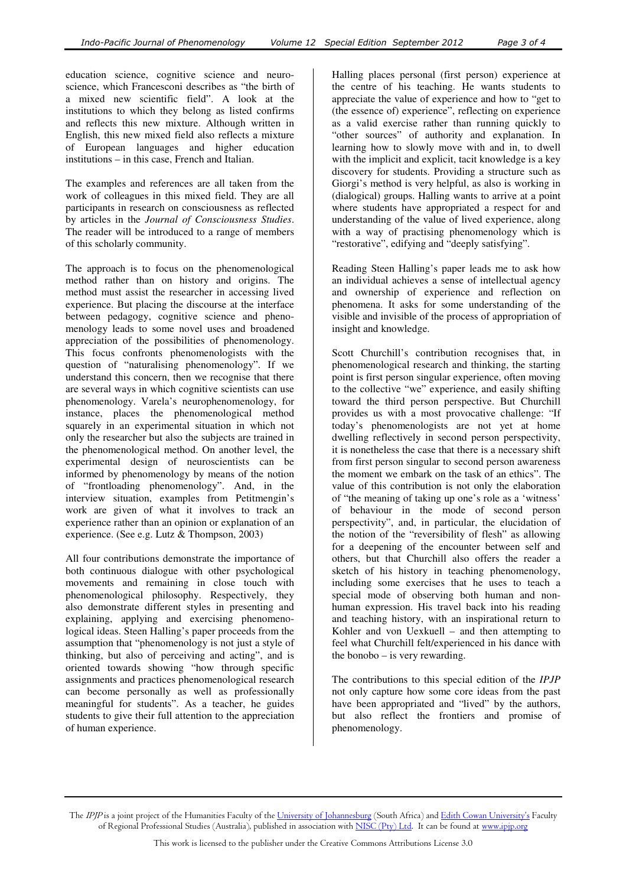education science, cognitive science and neuroscience, which Francesconi describes as "the birth of a mixed new scientific field". A look at the institutions to which they belong as listed confirms and reflects this new mixture. Although written in English, this new mixed field also reflects a mixture of European languages and higher education institutions – in this case, French and Italian.

The examples and references are all taken from the work of colleagues in this mixed field. They are all participants in research on consciousness as reflected by articles in the *Journal of Consciousness Studies*. The reader will be introduced to a range of members of this scholarly community.

The approach is to focus on the phenomenological method rather than on history and origins. The method must assist the researcher in accessing lived experience. But placing the discourse at the interface between pedagogy, cognitive science and phenomenology leads to some novel uses and broadened appreciation of the possibilities of phenomenology. This focus confronts phenomenologists with the question of "naturalising phenomenology". If we understand this concern, then we recognise that there are several ways in which cognitive scientists can use phenomenology. Varela's neurophenomenology, for instance, places the phenomenological method squarely in an experimental situation in which not only the researcher but also the subjects are trained in the phenomenological method. On another level, the experimental design of neuroscientists can be informed by phenomenology by means of the notion of "frontloading phenomenology". And, in the interview situation, examples from Petitmengin's work are given of what it involves to track an experience rather than an opinion or explanation of an experience. (See e.g. Lutz & Thompson, 2003)

All four contributions demonstrate the importance of both continuous dialogue with other psychological movements and remaining in close touch with phenomenological philosophy. Respectively, they also demonstrate different styles in presenting and explaining, applying and exercising phenomenological ideas. Steen Halling's paper proceeds from the assumption that "phenomenology is not just a style of thinking, but also of perceiving and acting", and is oriented towards showing "how through specific assignments and practices phenomenological research can become personally as well as professionally meaningful for students". As a teacher, he guides students to give their full attention to the appreciation of human experience.

Halling places personal (first person) experience at the centre of his teaching. He wants students to appreciate the value of experience and how to "get to (the essence of) experience", reflecting on experience as a valid exercise rather than running quickly to "other sources" of authority and explanation. In learning how to slowly move with and in, to dwell with the implicit and explicit, tacit knowledge is a key discovery for students. Providing a structure such as Giorgi's method is very helpful, as also is working in (dialogical) groups. Halling wants to arrive at a point where students have appropriated a respect for and understanding of the value of lived experience, along with a way of practising phenomenology which is "restorative", edifying and "deeply satisfying".

Reading Steen Halling's paper leads me to ask how an individual achieves a sense of intellectual agency and ownership of experience and reflection on phenomena. It asks for some understanding of the visible and invisible of the process of appropriation of insight and knowledge.

Scott Churchill's contribution recognises that, in phenomenological research and thinking, the starting point is first person singular experience, often moving to the collective "we" experience, and easily shifting toward the third person perspective. But Churchill provides us with a most provocative challenge: "If today's phenomenologists are not yet at home dwelling reflectively in second person perspectivity, it is nonetheless the case that there is a necessary shift from first person singular to second person awareness the moment we embark on the task of an ethics". The value of this contribution is not only the elaboration of "the meaning of taking up one's role as a 'witness' of behaviour in the mode of second person perspectivity", and, in particular, the elucidation of the notion of the "reversibility of flesh" as allowing for a deepening of the encounter between self and others, but that Churchill also offers the reader a sketch of his history in teaching phenomenology, including some exercises that he uses to teach a special mode of observing both human and non-human expression. His travel back into his reading and teaching history, with an inspirational return to Kohler and von Uexkuell – and then attempting to feel what Churchill felt/experienced in his dance with the bonobo – is very rewarding.

The contributions to this special edition of the *IPJP* not only capture how some core ideas from the past have been appropriated and "lived" by the authors, but also reflect the frontiers and promise of phenomenology.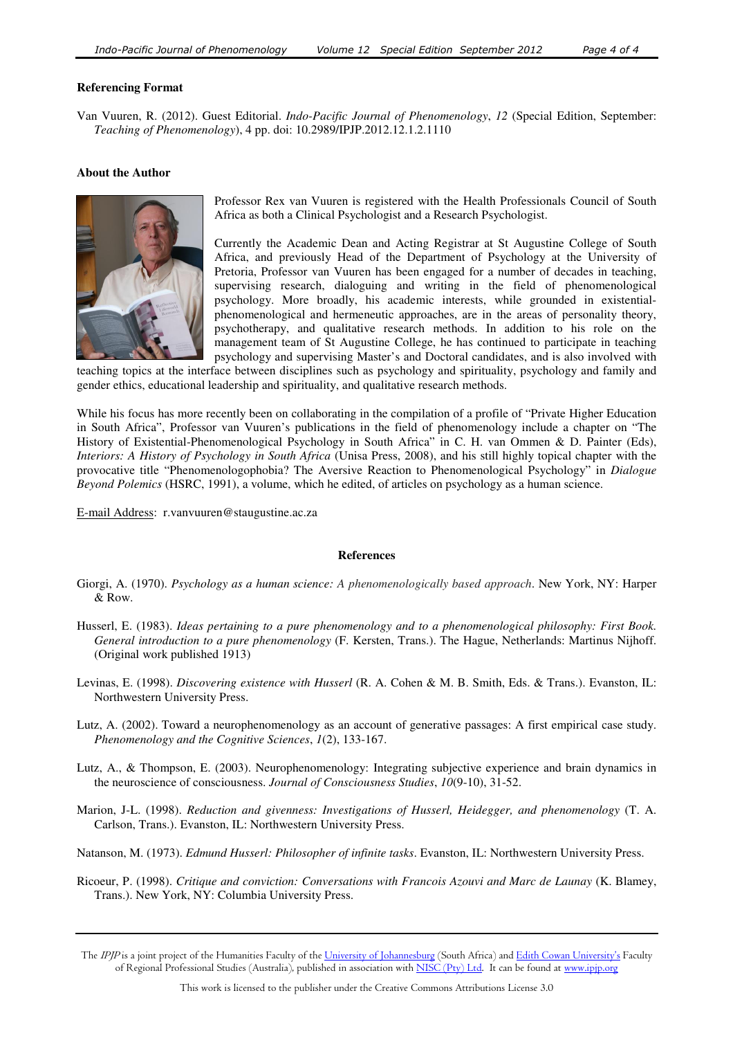**Referencing Format**

Van Vuuren, R. (2012). Guest Editorial. *Indo-Pacific Journal of Phenomenology*, *12* (Special Edition, September: *Teaching of Phenomenology*), 4 pp. doi: 10.2989/IPJP.2012.12.1.2.1110

**About the Author**

Professor Rex van Vuuren is registered with the Health Professionals Council of South Africa as both a Clinical Psychologist and a Research Psychologist.

Currently the Academic Dean and Acting Registrar at St Augustine College of South Africa, and previously Head of the Department of Psychology at the University of Pretoria, Professor van Vuuren has been engaged for a number of decades in teaching, supervising research, dialoguing and writing in the field of phenomenological psychology. More broadly, his academic interests, while grounded in existential-phenomenological and hermeneutic approaches, are in the areas of personality theory, psychotherapy, and qualitative research methods. In addition to his role on the management team of St Augustine College, he has continued to participate in teaching psychology and supervising Master's and Doctoral candidates, and is also involved with teaching topics at the interface between disciplines such as psychology and spirituality, psychology and family and gender ethics, educational leadership and spirituality, and qualitative research methods.

While his focus has more recently been on collaborating in the compilation of a profile of "Private Higher Education in South Africa", Professor van Vuuren's publications in the field of phenomenology include a chapter on "The History of Existential-Phenomenological Psychology in South Africa" in C. H. van Ommen & D. Painter (Eds), *Interiors: A History of Psychology in South Africa* (Unisa Press, 2008), and his still highly topical chapter with the provocative title "Phenomenologophobia? The Aversive Reaction to Phenomenological Psychology" in *Dialogue Beyond Polemics* (HSRC, 1991), a volume, which he edited, of articles on psychology as a human science.

E-mail Address: r.vanvuuren@staugustine.ac.za

**References**

Giorgi, A. (1970). *Psychology as a human science: A phenomenologically based approach*. New York, NY: Harper & Row.

Husserl, E. (1983). *Ideas pertaining to a pure phenomenology and to a phenomenological philosophy: First Book. General introduction to a pure phenomenology* (F. Kersten, Trans.). The Hague, Netherlands: Martinus Nijhoff. (Original work published 1913)

Levinas, E. (1998). *Discovering existence with Husserl* (R. A. Cohen & M. B. Smith, Eds. & Trans.). Evanston, IL: Northwestern University Press.

Lutz, A. (2002). Toward a neurophenomenology as an account of generative passages: A first empirical case study. *Phenomenology and the Cognitive Sciences*, *1*(2), 133-167.

Lutz, A., & Thompson, E. (2003). Neurophenomenology: Integrating subjective experience and brain dynamics in the neuroscience of consciousness. *Journal of Consciousness Studies*, *10*(9-10), 31-52.

Marion, J-L. (1998). *Reduction and givenness: Investigations of Husserl, Heidegger, and phenomenology* (T. A. Carlson, Trans.). Evanston, IL: Northwestern University Press.

Natanson, M. (1973). *Edmund Husserl: Philosopher of infinite tasks*. Evanston, IL: Northwestern University Press.

Ricoeur, P. (1998). *Critique and conviction: Conversations with Francois Azouvi and Marc de Launay* (K. Blamey, Trans.). New York, NY: Columbia University Press.

The *IPJP* is a joint project of the Humanities Faculty of the University of Johannesburg (South Africa) and Edith Cowan University's Faculty of Regional Professional Studies (Australia), published in association with NISC (Pty) Ltd. It can be found at www.ipjp.org

This work is licensed to the publisher under the Creative Commons Attributions License 3.0